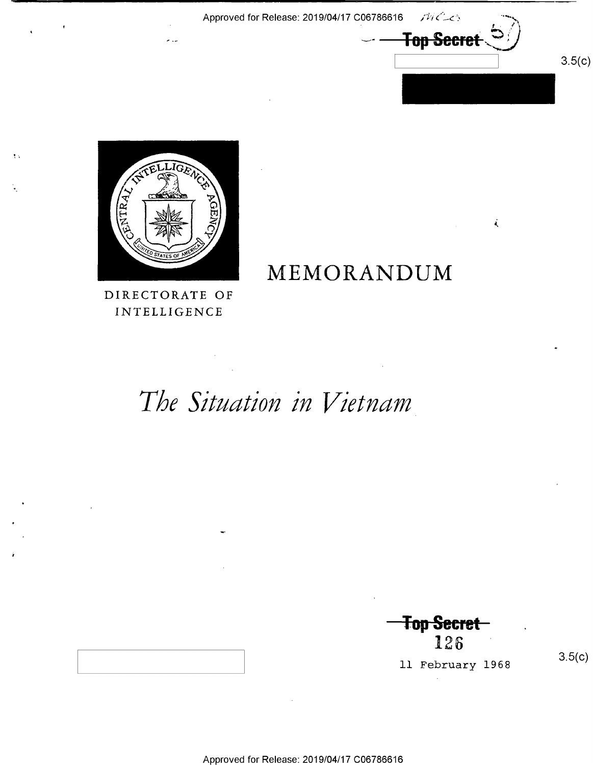Approved for Release: 2019/04/17 C06786616

~~Top Secret~~

3.5(c)

DIRECTORATE OF INTELLIGENCE

# MEMORANDUM

# *The Situation in Vietnam*

~~Top Secret~~

126

11 February 1968

3.5(c)

Approved for Release: 2019/04/17 C06786616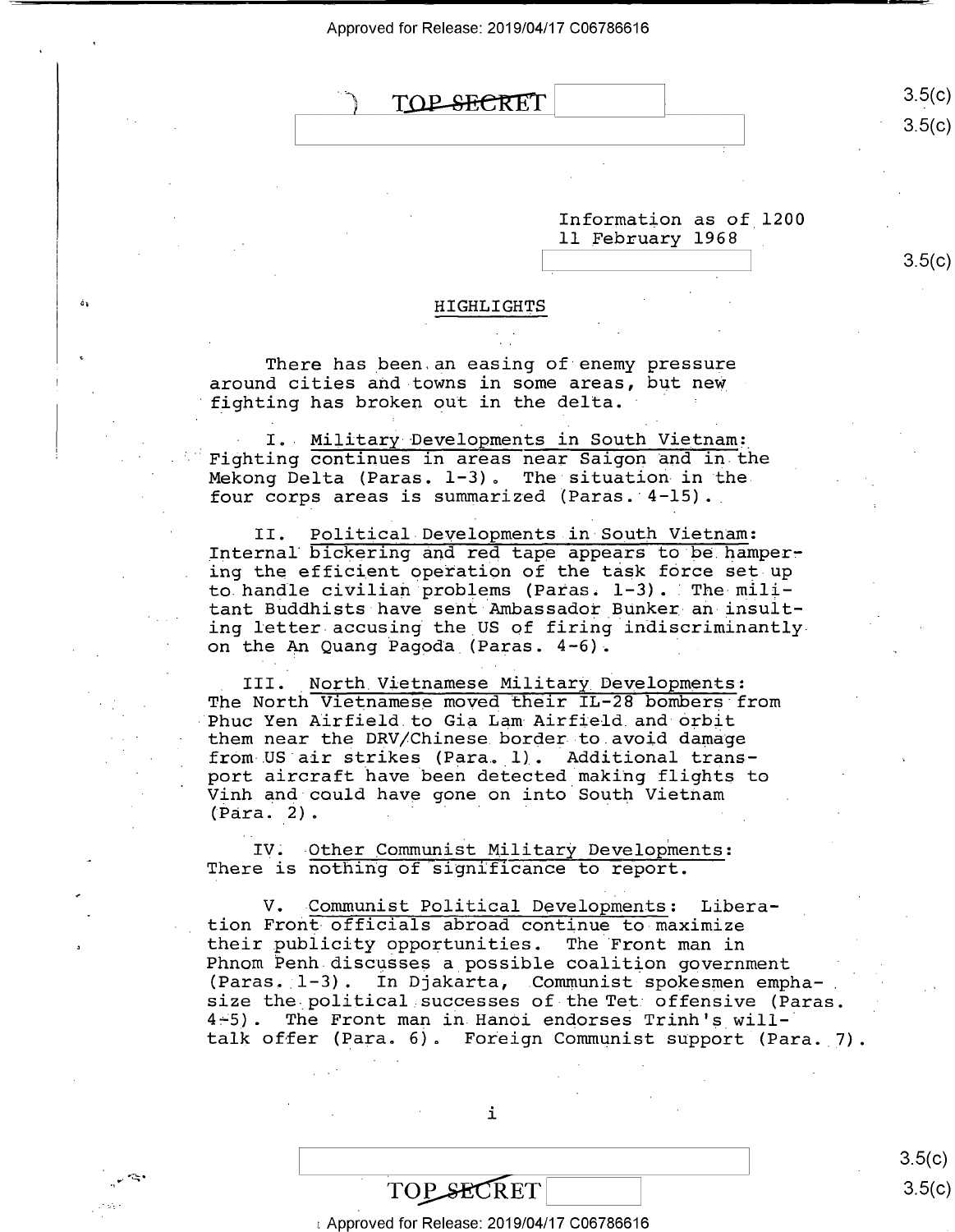TOP SECRET

Information as of 1200
11 February 1968

## HIGHLIGHTS

There has been an easing of enemy pressure around cities and towns in some areas, but new fighting has broken out in the delta.

I. Military Developments in South Vietnam: Fighting continues in areas near Saigon and in the Mekong Delta (Paras. 1-3). The situation in the four corps areas is summarized (Paras. 4-15).

II. Political Developments in South Vietnam: Internal bickering and red tape appears to be hampering the efficient operation of the task force set up to handle civilian problems (Paras. 1-3). The militant Buddhists have sent Ambassador Bunker an insulting letter accusing the US of firing indiscriminantly on the An Quang Pagoda (Paras. 4-6).

III. North Vietnamese Military Developments: The North Vietnamese moved their IL-28 bombers from Phuc Yen Airfield to Gia Lam Airfield and orbit them near the DRV/Chinese border to avoid damage from US air strikes (Para. 1). Additional transport aircraft have been detected making flights to Vinh and could have gone on into South Vietnam (Para. 2).

IV. Other Communist Military Developments: There is nothing of significance to report.

V. Communist Political Developments: Liberation Front officials abroad continue to maximize their publicity opportunities. The Front man in Phnom Penh discusses a possible coalition government (Paras. 1-3). In Djakarta, Communist spokesmen emphasize the political successes of the Tet offensive (Paras. 4-5). The Front man in Hanoi endorses Trinh's will-talk offer (Para. 6). Foreign Communist support (Para. 7).

TOP SECRET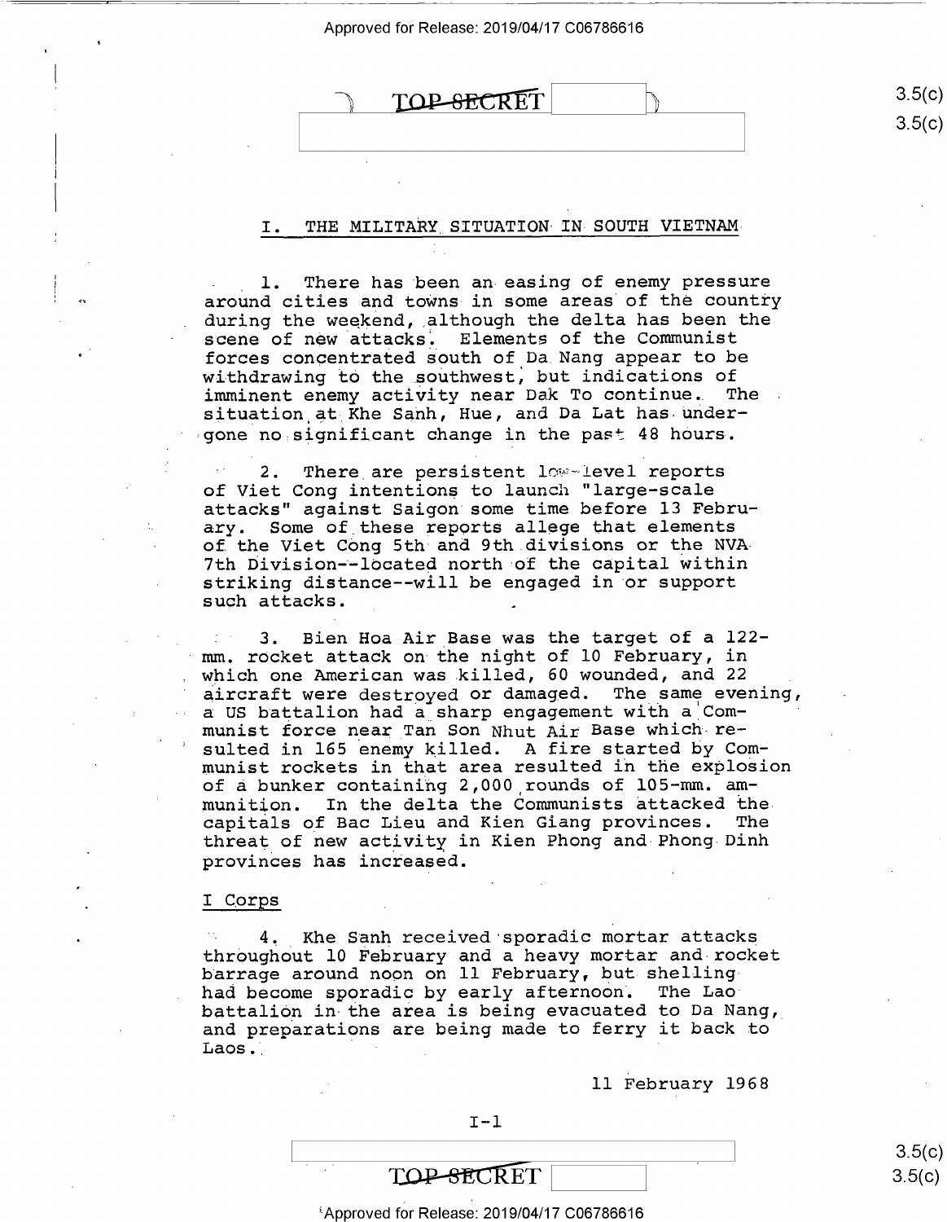## I. THE MILITARY SITUATION IN SOUTH VIETNAM

1. There has been an easing of enemy pressure around cities and towns in some areas of the country during the weekend, although the delta has been the scene of new attacks. Elements of the Communist forces concentrated south of Da Nang appear to be withdrawing to the southwest, but indications of imminent enemy activity near Dak To continue. The situation at Khe Sanh, Hue, and Da Lat has undergone no significant change in the past 48 hours.

2. There are persistent low-level reports of Viet Cong intentions to launch "large-scale attacks" against Saigon some time before 13 February. Some of these reports allege that elements of the Viet Cong 5th and 9th divisions or the NVA 7th Division--located north of the capital within striking distance--will be engaged in or support such attacks.

3. Bien Hoa Air Base was the target of a 122-mm. rocket attack on the night of 10 February, in which one American was killed, 60 wounded, and 22 aircraft were destroyed or damaged. The same evening, a US battalion had a sharp engagement with a Communist force near Tan Son Nhut Air Base which resulted in 165 enemy killed. A fire started by Communist rockets in that area resulted in the explosion of a bunker containing 2,000 rounds of 105-mm. ammunition. In the delta the Communists attacked the capitals of Bac Lieu and Kien Giang provinces. The threat of new activity in Kien Phong and Phong Dinh provinces has increased.

### I Corps

4. Khe Sanh received sporadic mortar attacks throughout 10 February and a heavy mortar and rocket barrage around noon on 11 February, but shelling had become sporadic by early afternoon. The Lao battalion in the area is being evacuated to Da Nang, and preparations are being made to ferry it back to Laos.

11 February 1968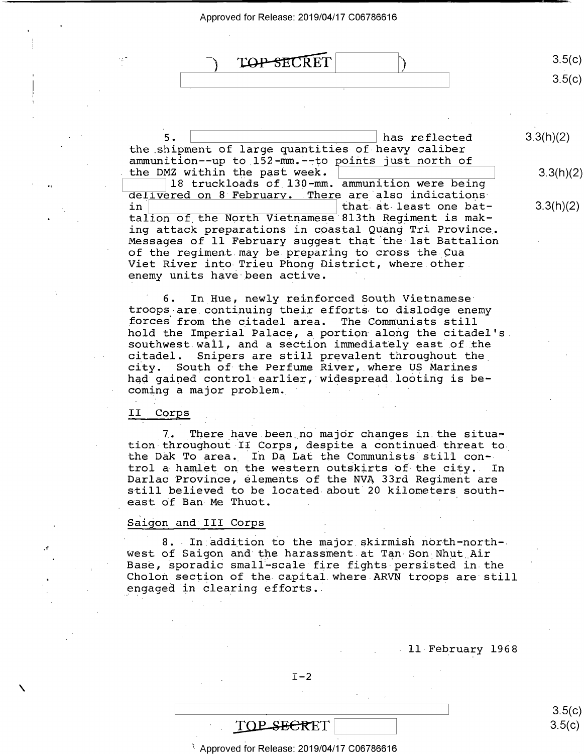5. [redacted] has reflected the shipment of large quantities of heavy caliber ammunition--up to 152-mm.--to points just north of the DMZ within the past week. [redacted] 18 truckloads of 130-mm. ammunition were being delivered on 8 February. There are also indications in [redacted] that at least one battalion of the North Vietnamese 813th Regiment is making attack preparations in coastal Quang Tri Province. Messages of 11 February suggest that the 1st Battalion of the regiment may be preparing to cross the Cua Viet River into Trieu Phong District, where other enemy units have been active.

6. In Hue, newly reinforced South Vietnamese troops are continuing their efforts to dislodge enemy forces from the citadel area. The Communists still hold the Imperial Palace, a portion along the citadel's southwest wall, and a section immediately east of the citadel. Snipers are still prevalent throughout the city. South of the Perfume River, where US Marines had gained control earlier, widespread looting is becoming a major problem.

## II Corps

7. There have been no major changes in the situation throughout II Corps, despite a continued threat to the Dak To area. In Da Lat the Communists still control a hamlet on the western outskirts of the city. In Darlac Province, elements of the NVA 33rd Regiment are still believed to be located about 20 kilometers southeast of Ban Me Thuot.

## Saigon and III Corps

8. In addition to the major skirmish north-northwest of Saigon and the harassment at Tan Son Nhut Air Base, sporadic small-scale fire fights persisted in the Cholon section of the capital where ARVN troops are still engaged in clearing efforts.

11 February 1968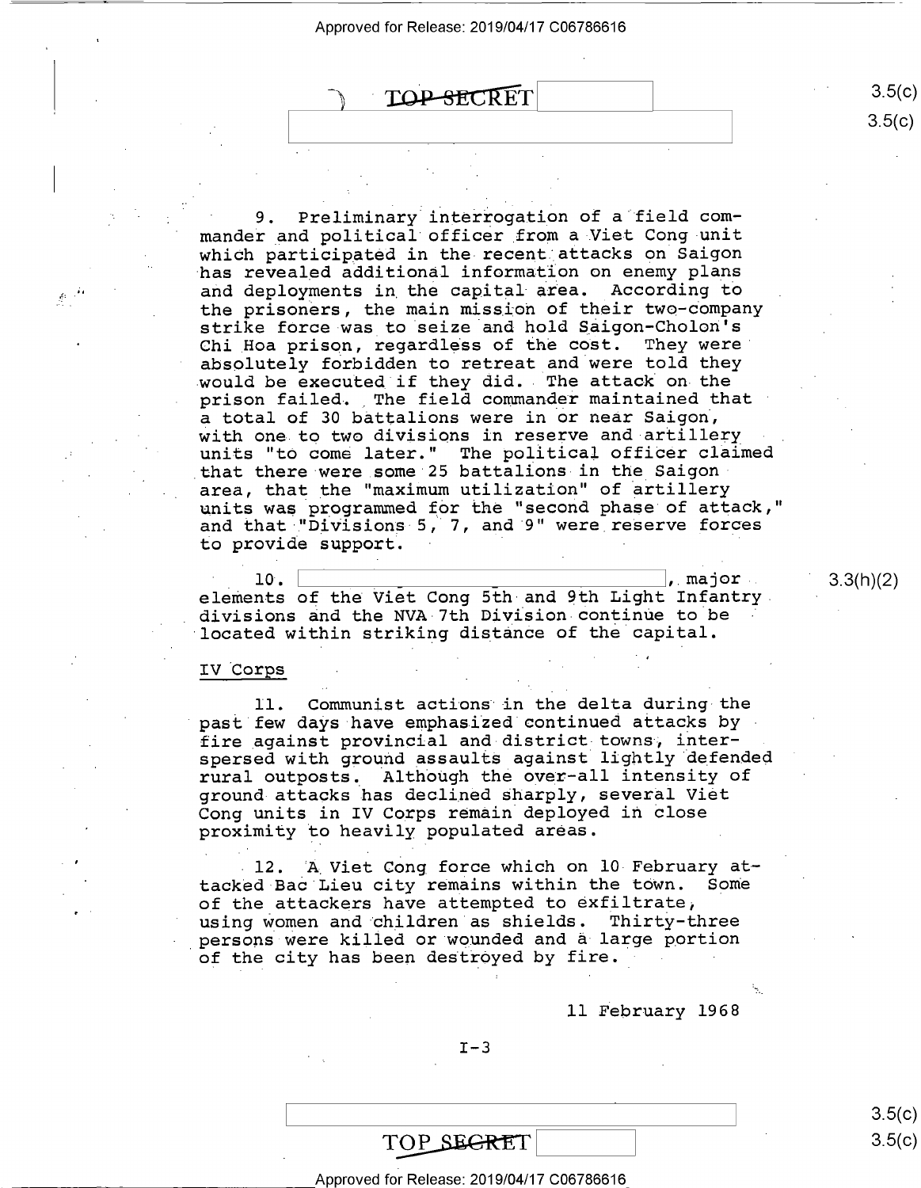9. Preliminary interrogation of a field commander and political officer from a Viet Cong unit which participated in the recent attacks on Saigon has revealed additional information on enemy plans and deployments in the capital area. According to the prisoners, the main mission of their two-company strike force was to seize and hold Saigon-Cholon's Chi Hoa prison, regardless of the cost. They were absolutely forbidden to retreat and were told they would be executed if they did. The attack on the prison failed. The field commander maintained that a total of 30 battalions were in or near Saigon, with one to two divisions in reserve and artillery units "to come later." The political officer claimed that there were some 25 battalions in the Saigon area, that the "maximum utilization" of artillery units was programmed for the "second phase of attack," and that "Divisions 5, 7, and 9" were reserve forces to provide support.

10. [ ], major elements of the Viet Cong 5th and 9th Light Infantry divisions and the NVA 7th Division continue to be located within striking distance of the capital.

IV Corps

11. Communist actions in the delta during the past few days have emphasized continued attacks by fire against provincial and district towns, interspersed with ground assaults against lightly defended rural outposts. Although the over-all intensity of ground attacks has declined sharply, several Viet Cong units in IV Corps remain deployed in close proximity to heavily populated areas.

12. A Viet Cong force which on 10 February attacked Bac Lieu city remains within the town. Some of the attackers have attempted to exfiltrate, using women and children as shields. Thirty-three persons were killed or wounded and a large portion of the city has been destroyed by fire.

11 February 1968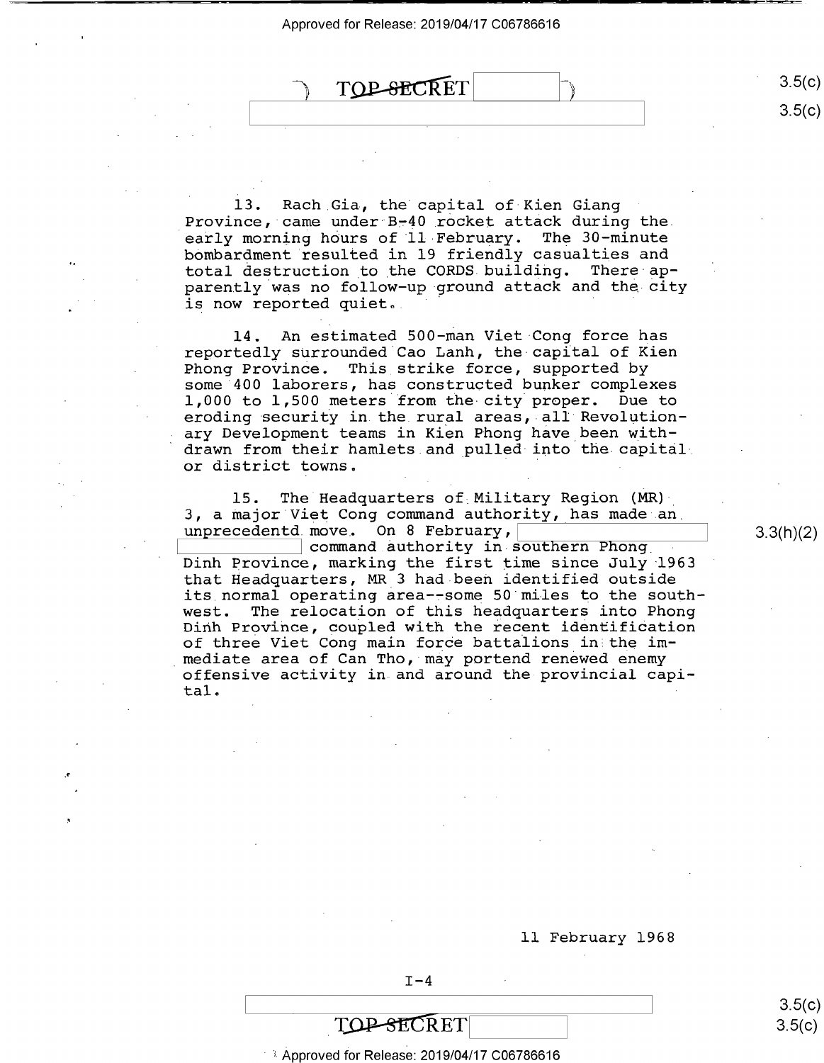13. Rach Gia, the capital of Kien Giang Province, came under B-40 rocket attack during the early morning hours of 11 February. The 30-minute bombardment resulted in 19 friendly casualties and total destruction to the CORDS building. There apparently was no follow-up ground attack and the city is now reported quiet.

14. An estimated 500-man Viet Cong force has reportedly surrounded Cao Lanh, the capital of Kien Phong Province. This strike force, supported by some 400 laborers, has constructed bunker complexes 1,000 to 1,500 meters from the city proper. Due to eroding security in the rural areas, all Revolutionary Development teams in Kien Phong have been withdrawn from their hamlets and pulled into the capital or district towns.

15. The Headquarters of Military Region (MR) 3, a major Viet Cong command authority, has made an unprecedentd move. On 8 February, [redacted] command authority in southern Phong Dinh Province, marking the first time since July 1963 that Headquarters, MR 3 had been identified outside its normal operating area--some 50 miles to the southwest. The relocation of this headquarters into Phong Dinh Province, coupled with the recent identification of three Viet Cong main force battalions in the immediate area of Can Tho, may portend renewed enemy offensive activity in and around the provincial capital.

11 February 1968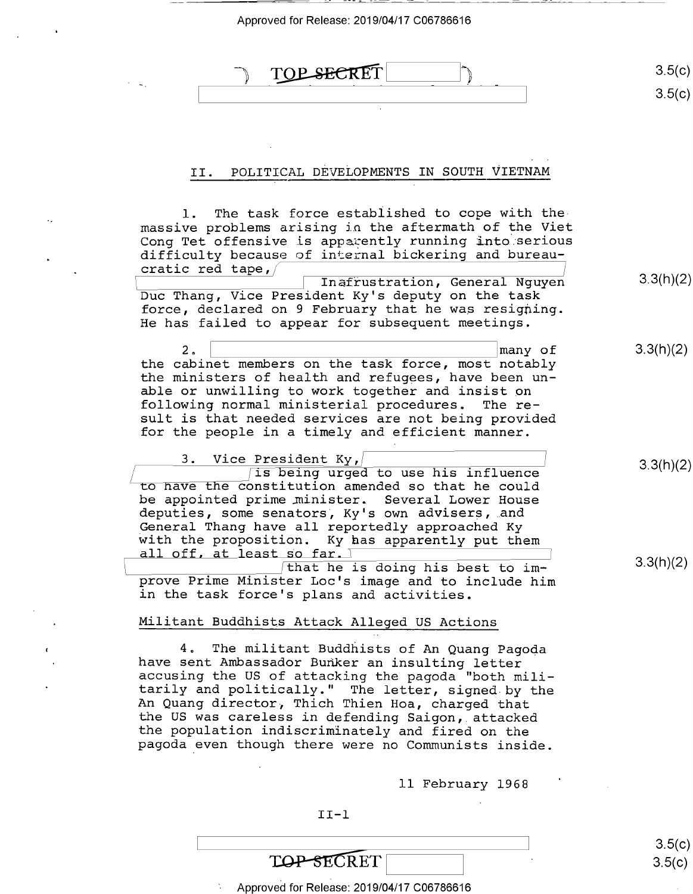TOP SECRET

## II. POLITICAL DEVELOPMENTS IN SOUTH VIETNAM

1. The task force established to cope with the massive problems arising in the aftermath of the Viet Cong Tet offensive is apparently running into serious difficulty because of internal bickering and bureaucratic red tape, In frustration, General Nguyen Duc Thang, Vice President Ky's deputy on the task force, declared on 9 February that he was resigning. He has failed to appear for subsequent meetings.

2. many of the cabinet members on the task force, most notably the ministers of health and refugees, have been unable or unwilling to work together and insist on following normal ministerial procedures. The result is that needed services are not being provided for the people in a timely and efficient manner.

3. Vice President Ky, is being urged to use his influence to have the constitution amended so that he could be appointed prime minister. Several Lower House deputies, some senators, Ky's own advisers, and General Thang have all reportedly approached Ky with the proposition. Ky has apparently put them all off, at least so far. that he is doing his best to improve Prime Minister Loc's image and to include him in the task force's plans and activities.

### Militant Buddhists Attack Alleged US Actions

4. The militant Buddhists of An Quang Pagoda have sent Ambassador Bunker an insulting letter accusing the US of attacking the pagoda "both militarily and politically." The letter, signed by the An Quang director, Thich Thien Hoa, charged that the US was careless in defending Saigon, attacked the population indiscriminately and fired on the pagoda even though there were no Communists inside.

11 February 1968

II-1

TOP SECRET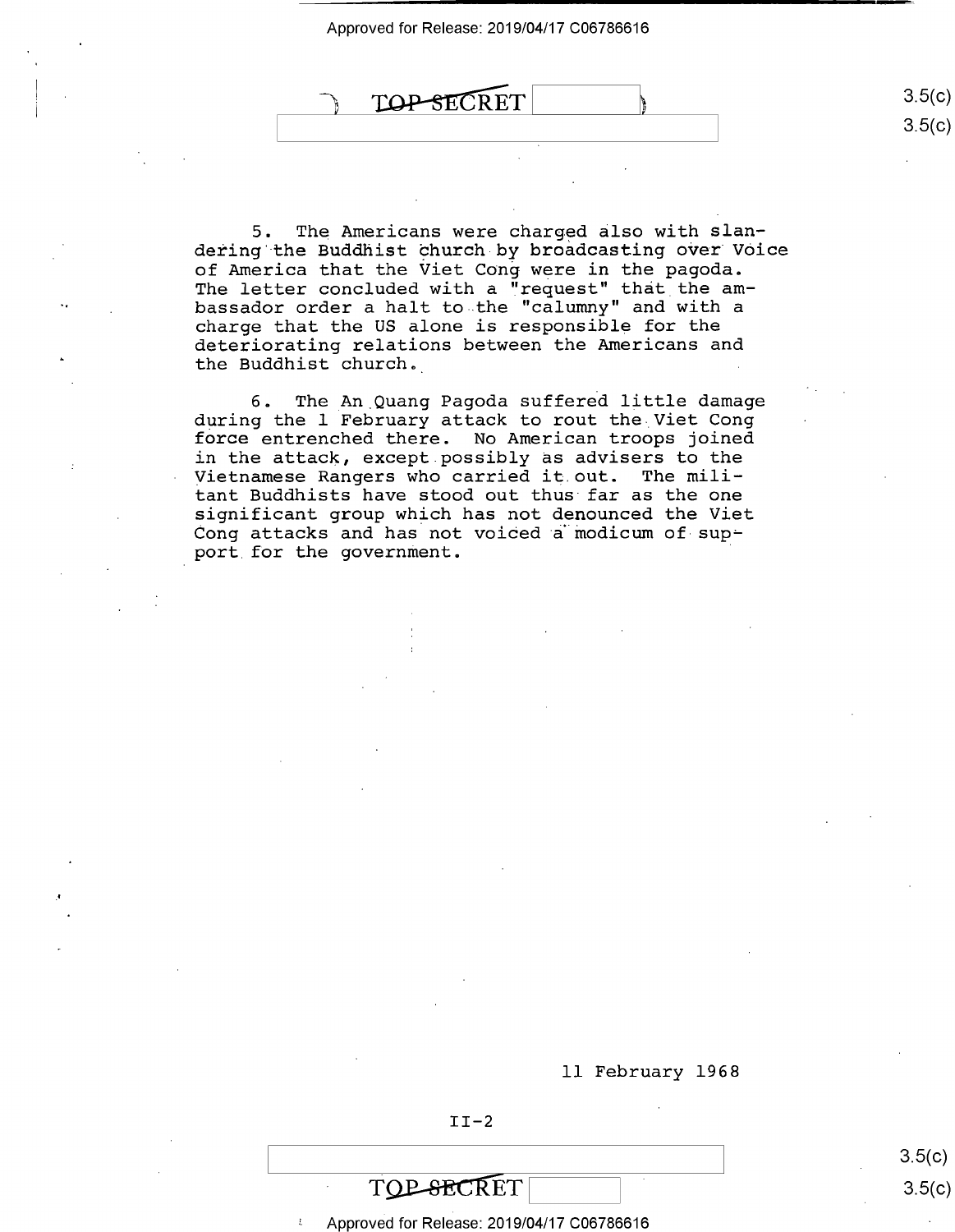5. The Americans were charged also with slandering the Buddhist church by broadcasting over Voice of America that the Viet Cong were in the pagoda. The letter concluded with a "request" that the ambassador order a halt to the "calumny" and with a charge that the US alone is responsible for the deteriorating relations between the Americans and the Buddhist church.

6. The An Quang Pagoda suffered little damage during the 1 February attack to rout the Viet Cong force entrenched there. No American troops joined in the attack, except possibly as advisers to the Vietnamese Rangers who carried it out. The militant Buddhists have stood out thus far as the one significant group which has not denounced the Viet Cong attacks and has not voiced a modicum of support for the government.

11 February 1968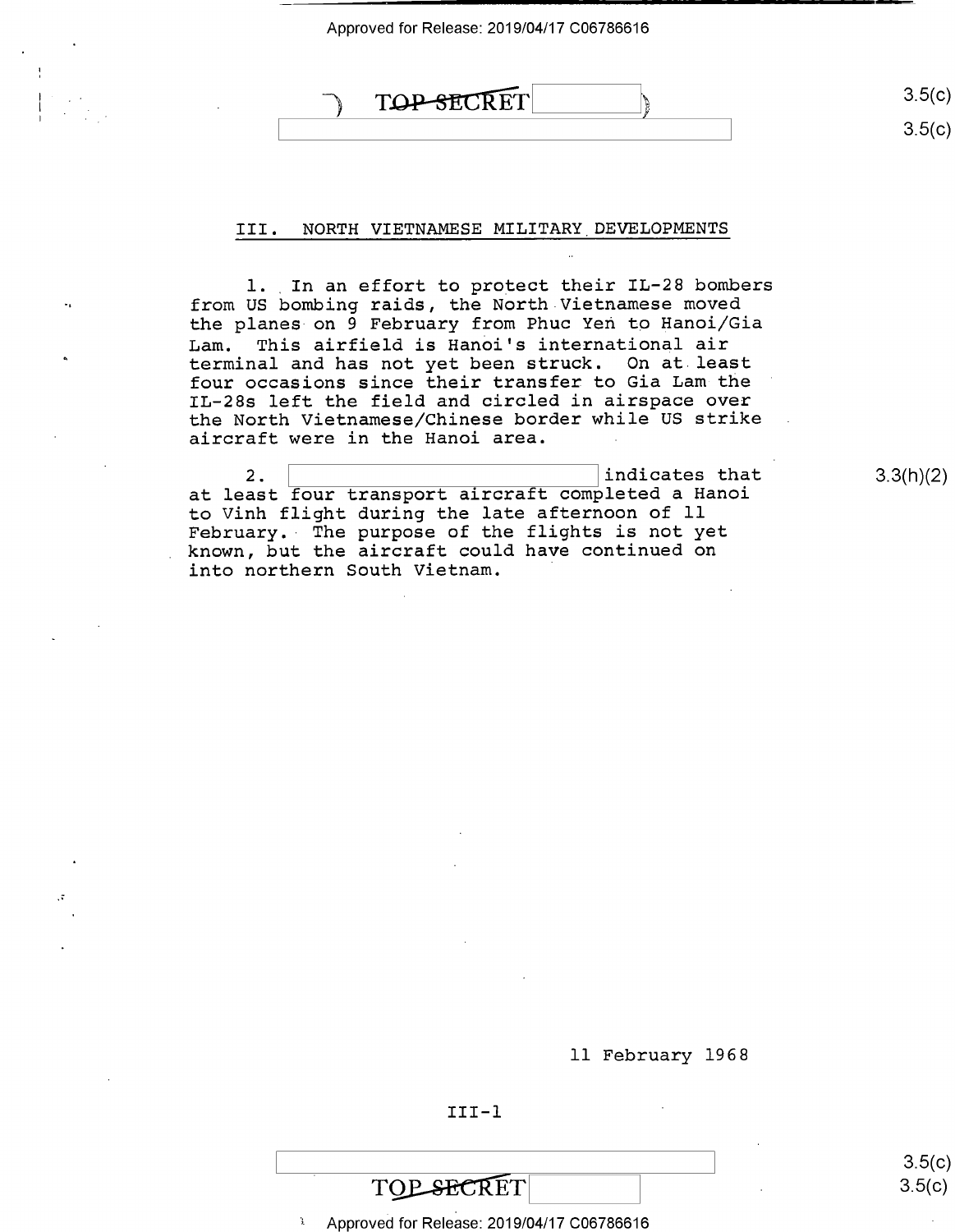## III. NORTH VIETNAMESE MILITARY DEVELOPMENTS

1. In an effort to protect their IL-28 bombers from US bombing raids, the North Vietnamese moved the planes on 9 February from Phuc Yen to Hanoi/Gia Lam. This airfield is Hanoi's international air terminal and has not yet been struck. On at least four occasions since their transfer to Gia Lam the IL-28s left the field and circled in airspace over the North Vietnamese/Chinese border while US strike aircraft were in the Hanoi area.

2. [redacted] indicates that at least four transport aircraft completed a Hanoi to Vinh flight during the late afternoon of 11 February. The purpose of the flights is not yet known, but the aircraft could have continued on into northern South Vietnam.

11 February 1968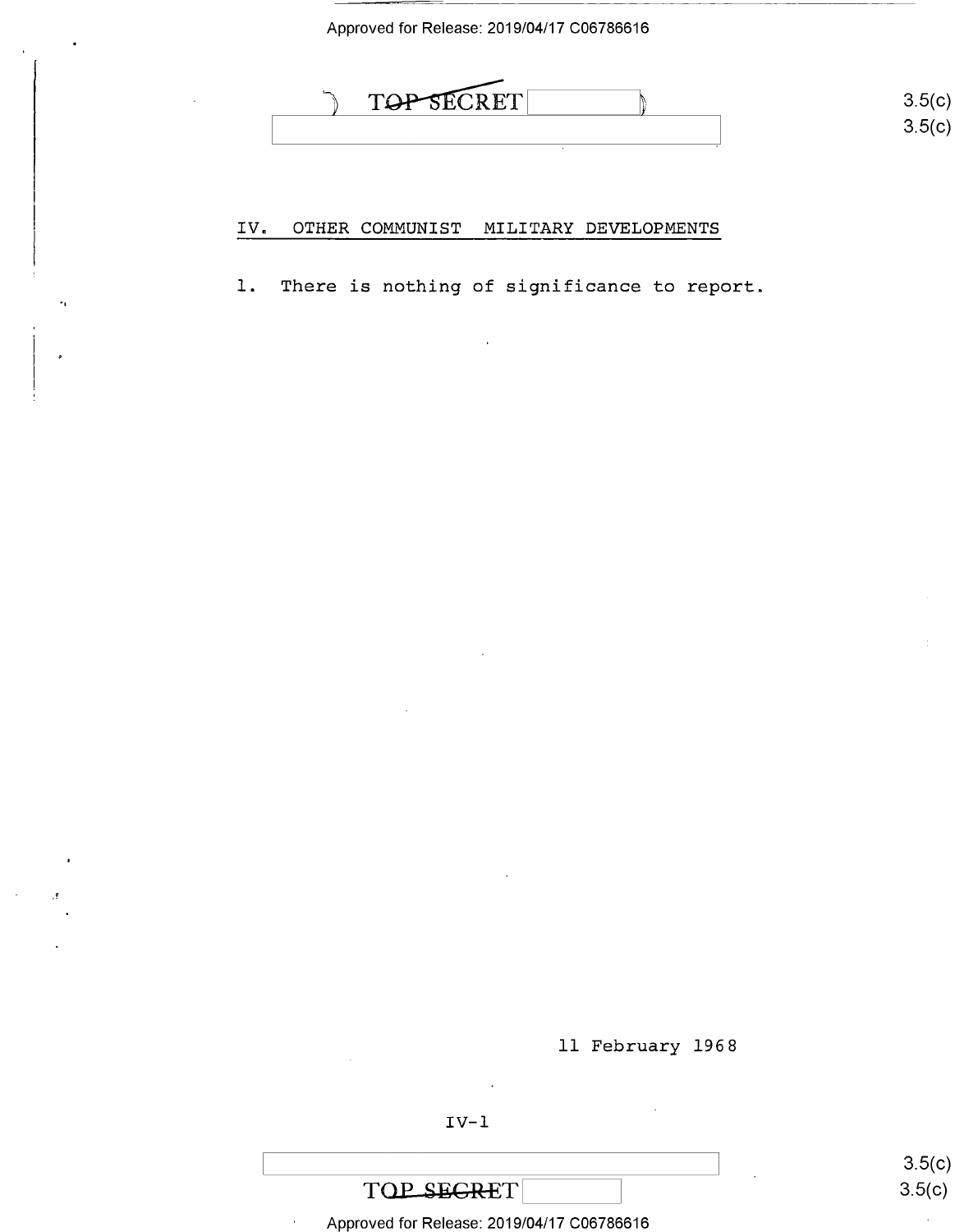## IV. OTHER COMMUNIST MILITARY DEVELOPMENTS

1. There is nothing of significance to report.

11 February 1968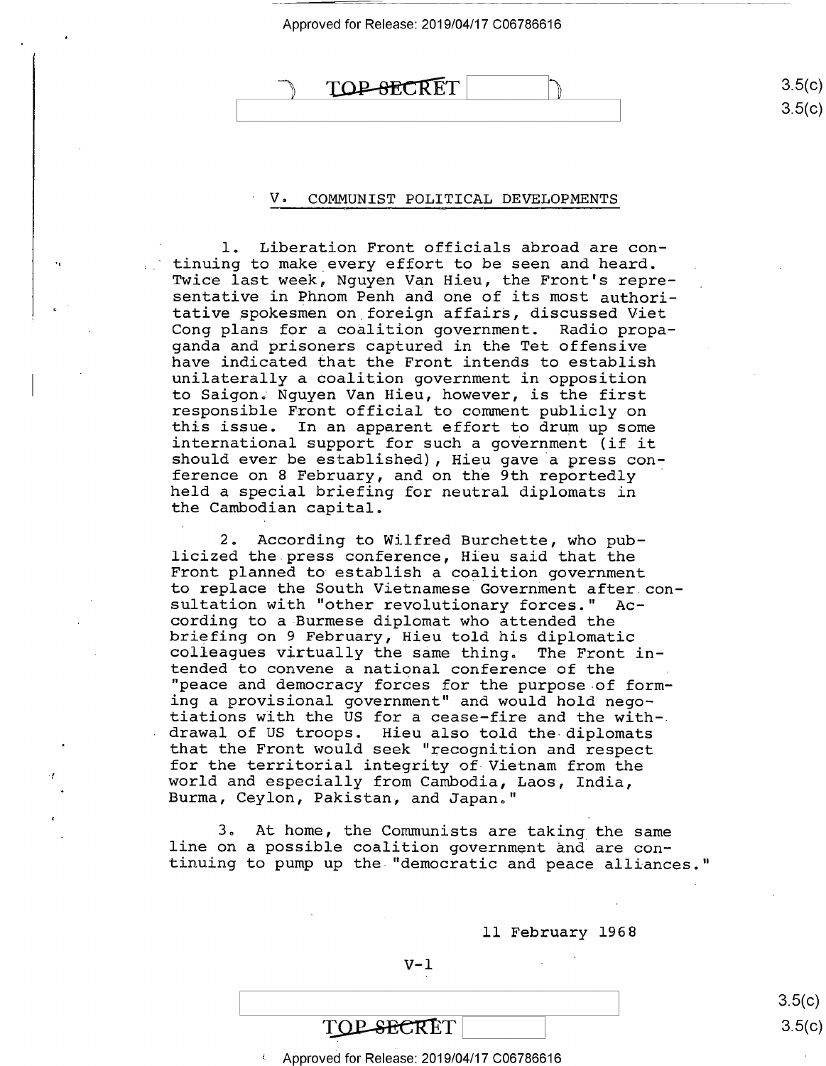## V. COMMUNIST POLITICAL DEVELOPMENTS

1. Liberation Front officials abroad are continuing to make every effort to be seen and heard. Twice last week, Nguyen Van Hieu, the Front's representative in Phnom Penh and one of its most authoritative spokesmen on foreign affairs, discussed Viet Cong plans for a coalition government. Radio propaganda and prisoners captured in the Tet offensive have indicated that the Front intends to establish unilaterally a coalition government in opposition to Saigon. Nguyen Van Hieu, however, is the first responsible Front official to comment publicly on this issue. In an apparent effort to drum up some international support for such a government (if it should ever be established), Hieu gave a press conference on 8 February, and on the 9th reportedly held a special briefing for neutral diplomats in the Cambodian capital.

2. According to Wilfred Burchette, who publicized the press conference, Hieu said that the Front planned to establish a coalition government to replace the South Vietnamese Government after consultation with "other revolutionary forces." According to a Burmese diplomat who attended the briefing on 9 February, Hieu told his diplomatic colleagues virtually the same thing. The Front intended to convene a national conference of the "peace and democracy forces for the purpose of forming a provisional government" and would hold negotiations with the US for a cease-fire and the withdrawal of US troops. Hieu also told the diplomats that the Front would seek "recognition and respect for the territorial integrity of Vietnam from the world and especially from Cambodia, Laos, India, Burma, Ceylon, Pakistan, and Japan."

3. At home, the Communists are taking the same line on a possible coalition government and are continuing to pump up the "democratic and peace alliances."

11 February 1968

V-1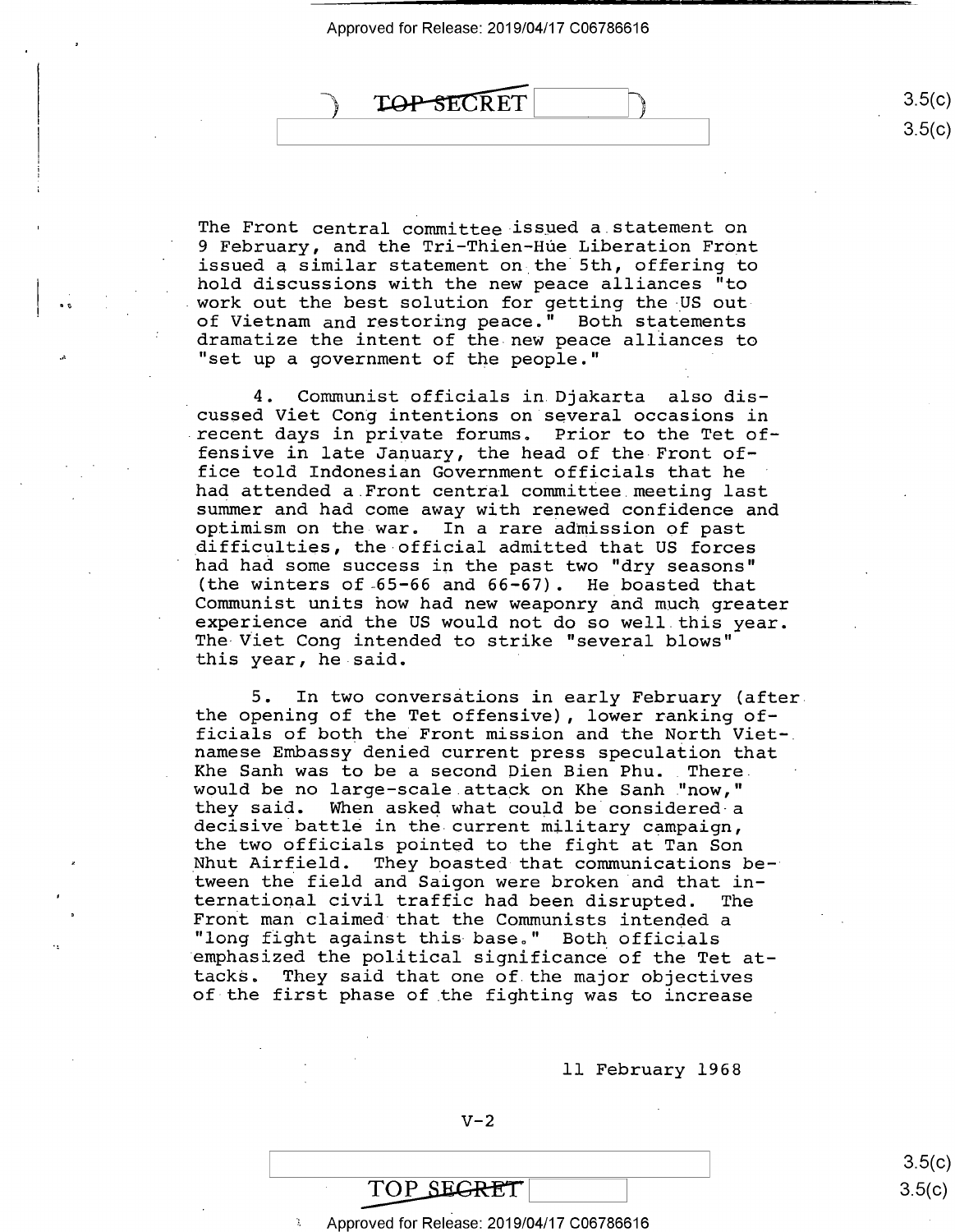The Front central committee issued a statement on 9 February, and the Tri-Thien-Hue Liberation Front issued a similar statement on the 5th, offering to hold discussions with the new peace alliances "to work out the best solution for getting the US out of Vietnam and restoring peace." Both statements dramatize the intent of the new peace alliances to "set up a government of the people."

4. Communist officials in Djakarta also discussed Viet Cong intentions on several occasions in recent days in private forums. Prior to the Tet offensive in late January, the head of the Front office told Indonesian Government officials that he had attended a Front central committee meeting last summer and had come away with renewed confidence and optimism on the war. In a rare admission of past difficulties, the official admitted that US forces had had some success in the past two "dry seasons" (the winters of 65-66 and 66-67). He boasted that Communist units now had new weaponry and much greater experience and the US would not do so well this year. The Viet Cong intended to strike "several blows" this year, he said.

5. In two conversations in early February (after the opening of the Tet offensive), lower ranking officials of both the Front mission and the North Vietnamese Embassy denied current press speculation that Khe Sanh was to be a second Dien Bien Phu. There would be no large-scale attack on Khe Sanh "now," they said. When asked what could be considered a decisive battle in the current military campaign, the two officials pointed to the fight at Tan Son Nhut Airfield. They boasted that communications between the field and Saigon were broken and that international civil traffic had been disrupted. The Front man claimed that the Communists intended a "long fight against this base." Both officials emphasized the political significance of the Tet attacks. They said that one of the major objectives of the first phase of the fighting was to increase

11 February 1968

V-2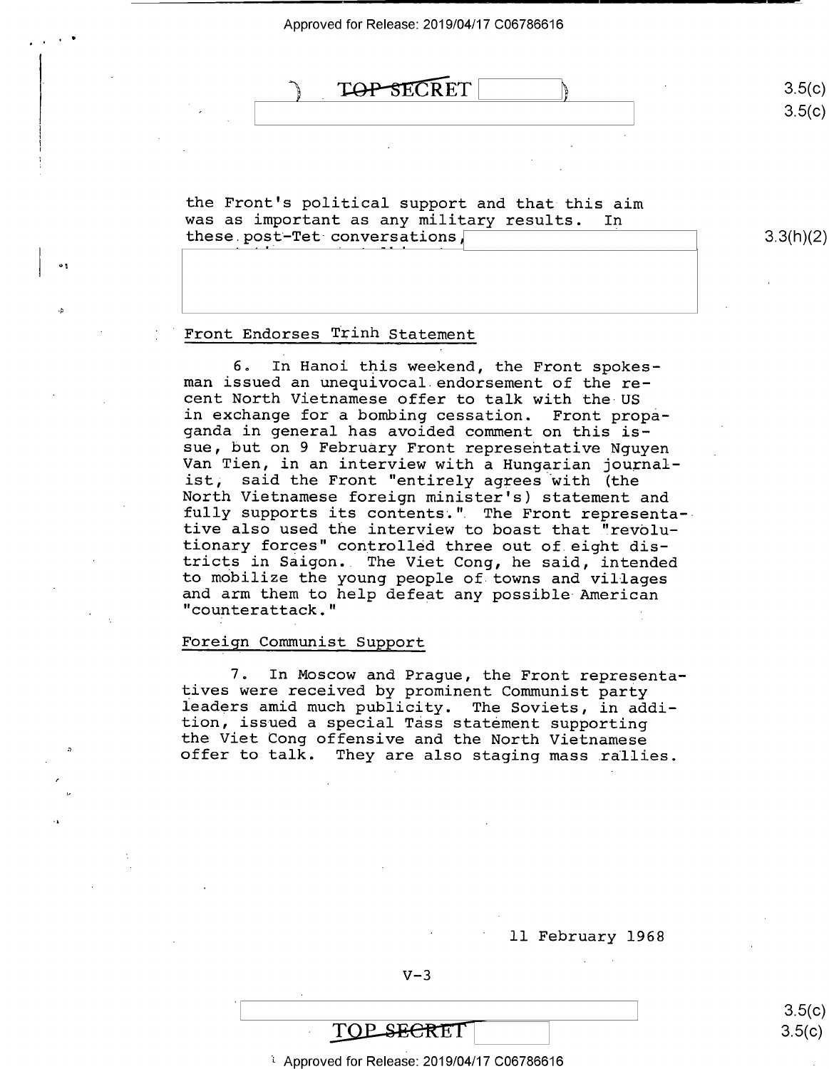the Front's political support and that this aim was as important as any military results. In these post-Tet conversations,

## Front Endorses Trinh Statement

6. In Hanoi this weekend, the Front spokesman issued an unequivocal endorsement of the recent North Vietnamese offer to talk with the US in exchange for a bombing cessation. Front propaganda in general has avoided comment on this issue, but on 9 February Front representative Nguyen Van Tien, in an interview with a Hungarian journalist, said the Front "entirely agrees with (the North Vietnamese foreign minister's) statement and fully supports its contents." The Front representative also used the interview to boast that "revolutionary forces" controlled three out of eight districts in Saigon. The Viet Cong, he said, intended to mobilize the young people of towns and villages and arm them to help defeat any possible American "counterattack."

## Foreign Communist Support

7. In Moscow and Prague, the Front representatives were received by prominent Communist party leaders amid much publicity. The Soviets, in addition, issued a special Tass statement supporting the Viet Cong offensive and the North Vietnamese offer to talk. They are also staging mass rallies.

11 February 1968

V-3